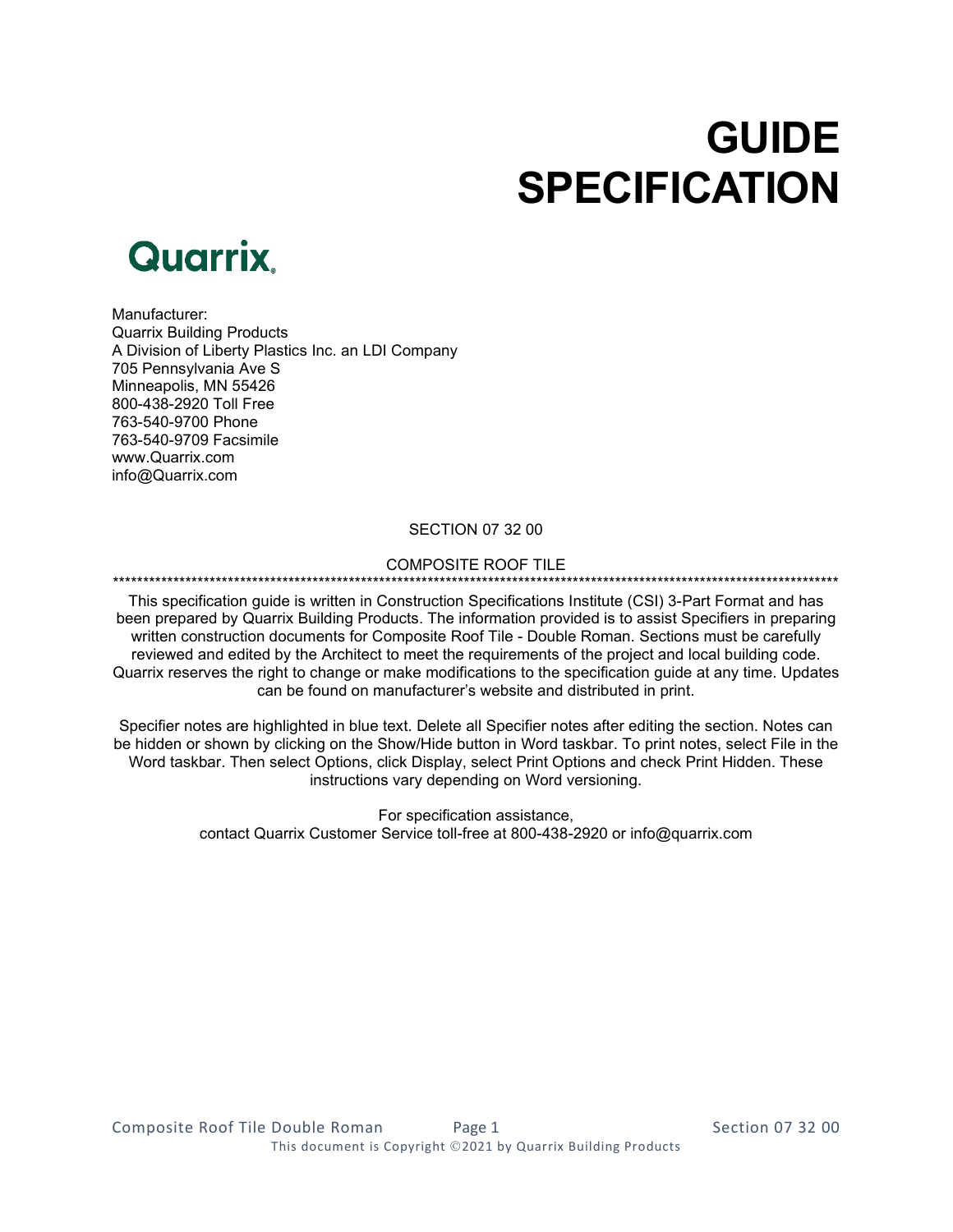# GUIDE SPECIFICATION

**Quarrix**

Manufacturer:
Quarrix Building Products
A Division of Liberty Plastics Inc. an LDI Company
705 Pennsylvania Ave S
Minneapolis, MN 55426
800-438-2920 Toll Free
763-540-9700 Phone
763-540-9709 Facsimile
www.Quarrix.com
info@Quarrix.com

SECTION 07 32 00

COMPOSITE ROOF TILE

**************************************************************************************************************

This specification guide is written in Construction Specifications Institute (CSI) 3-Part Format and has been prepared by Quarrix Building Products. The information provided is to assist Specifiers in preparing written construction documents for Composite Roof Tile - Double Roman. Sections must be carefully reviewed and edited by the Architect to meet the requirements of the project and local building code. Quarrix reserves the right to change or make modifications to the specification guide at any time. Updates can be found on manufacturer's website and distributed in print.

Specifier notes are highlighted in blue text. Delete all Specifier notes after editing the section. Notes can be hidden or shown by clicking on the Show/Hide button in Word taskbar. To print notes, select File in the Word taskbar. Then select Options, click Display, select Print Options and check Print Hidden. These instructions vary depending on Word versioning.

For specification assistance,
contact Quarrix Customer Service toll-free at 800-438-2920 or info@quarrix.com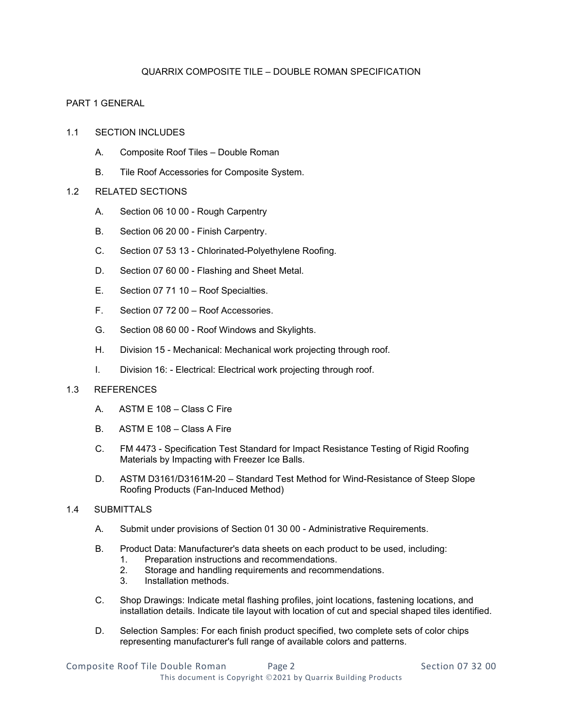# QUARRIX COMPOSITE TILE – DOUBLE ROMAN SPECIFICATION

## PART 1 GENERAL

### 1.1 SECTION INCLUDES

A. Composite Roof Tiles – Double Roman

B. Tile Roof Accessories for Composite System.

### 1.2 RELATED SECTIONS

A. Section 06 10 00 - Rough Carpentry

B. Section 06 20 00 - Finish Carpentry.

C. Section 07 53 13 - Chlorinated-Polyethylene Roofing.

D. Section 07 60 00 - Flashing and Sheet Metal.

E. Section 07 71 10 – Roof Specialties.

F. Section 07 72 00 – Roof Accessories.

G. Section 08 60 00 - Roof Windows and Skylights.

H. Division 15 - Mechanical: Mechanical work projecting through roof.

I. Division 16: - Electrical: Electrical work projecting through roof.

### 1.3 REFERENCES

A. ASTM E 108 – Class C Fire

B. ASTM E 108 – Class A Fire

C. FM 4473 - Specification Test Standard for Impact Resistance Testing of Rigid Roofing Materials by Impacting with Freezer Ice Balls.

D. ASTM D3161/D3161M-20 – Standard Test Method for Wind-Resistance of Steep Slope Roofing Products (Fan-Induced Method)

### 1.4 SUBMITTALS

A. Submit under provisions of Section 01 30 00 - Administrative Requirements.

B. Product Data: Manufacturer's data sheets on each product to be used, including:
   1. Preparation instructions and recommendations.
   2. Storage and handling requirements and recommendations.
   3. Installation methods.

C. Shop Drawings: Indicate metal flashing profiles, joint locations, fastening locations, and installation details. Indicate tile layout with location of cut and special shaped tiles identified.

D. Selection Samples: For each finish product specified, two complete sets of color chips representing manufacturer's full range of available colors and patterns.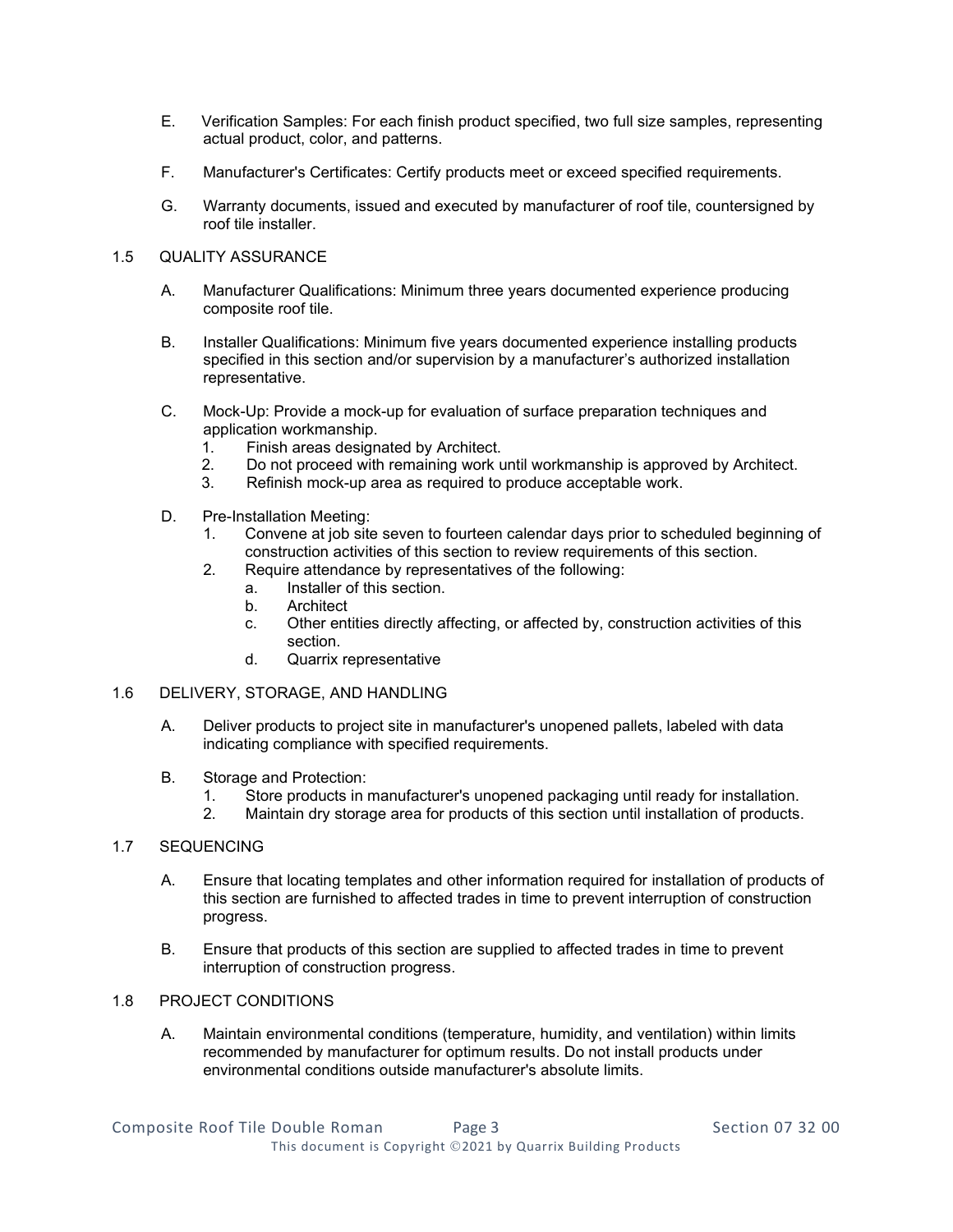E. Verification Samples: For each finish product specified, two full size samples, representing actual product, color, and patterns.

F. Manufacturer's Certificates: Certify products meet or exceed specified requirements.

G. Warranty documents, issued and executed by manufacturer of roof tile, countersigned by roof tile installer.

## 1.5 QUALITY ASSURANCE

A. Manufacturer Qualifications: Minimum three years documented experience producing composite roof tile.

B. Installer Qualifications: Minimum five years documented experience installing products specified in this section and/or supervision by a manufacturer's authorized installation representative.

C. Mock-Up: Provide a mock-up for evaluation of surface preparation techniques and application workmanship.
   1. Finish areas designated by Architect.
   2. Do not proceed with remaining work until workmanship is approved by Architect.
   3. Refinish mock-up area as required to produce acceptable work.

D. Pre-Installation Meeting:
   1. Convene at job site seven to fourteen calendar days prior to scheduled beginning of construction activities of this section to review requirements of this section.
   2. Require attendance by representatives of the following:
      a. Installer of this section.
      b. Architect
      c. Other entities directly affecting, or affected by, construction activities of this section.
      d. Quarrix representative

## 1.6 DELIVERY, STORAGE, AND HANDLING

A. Deliver products to project site in manufacturer's unopened pallets, labeled with data indicating compliance with specified requirements.

B. Storage and Protection:
   1. Store products in manufacturer's unopened packaging until ready for installation.
   2. Maintain dry storage area for products of this section until installation of products.

## 1.7 SEQUENCING

A. Ensure that locating templates and other information required for installation of products of this section are furnished to affected trades in time to prevent interruption of construction progress.

B. Ensure that products of this section are supplied to affected trades in time to prevent interruption of construction progress.

## 1.8 PROJECT CONDITIONS

A. Maintain environmental conditions (temperature, humidity, and ventilation) within limits recommended by manufacturer for optimum results. Do not install products under environmental conditions outside manufacturer's absolute limits.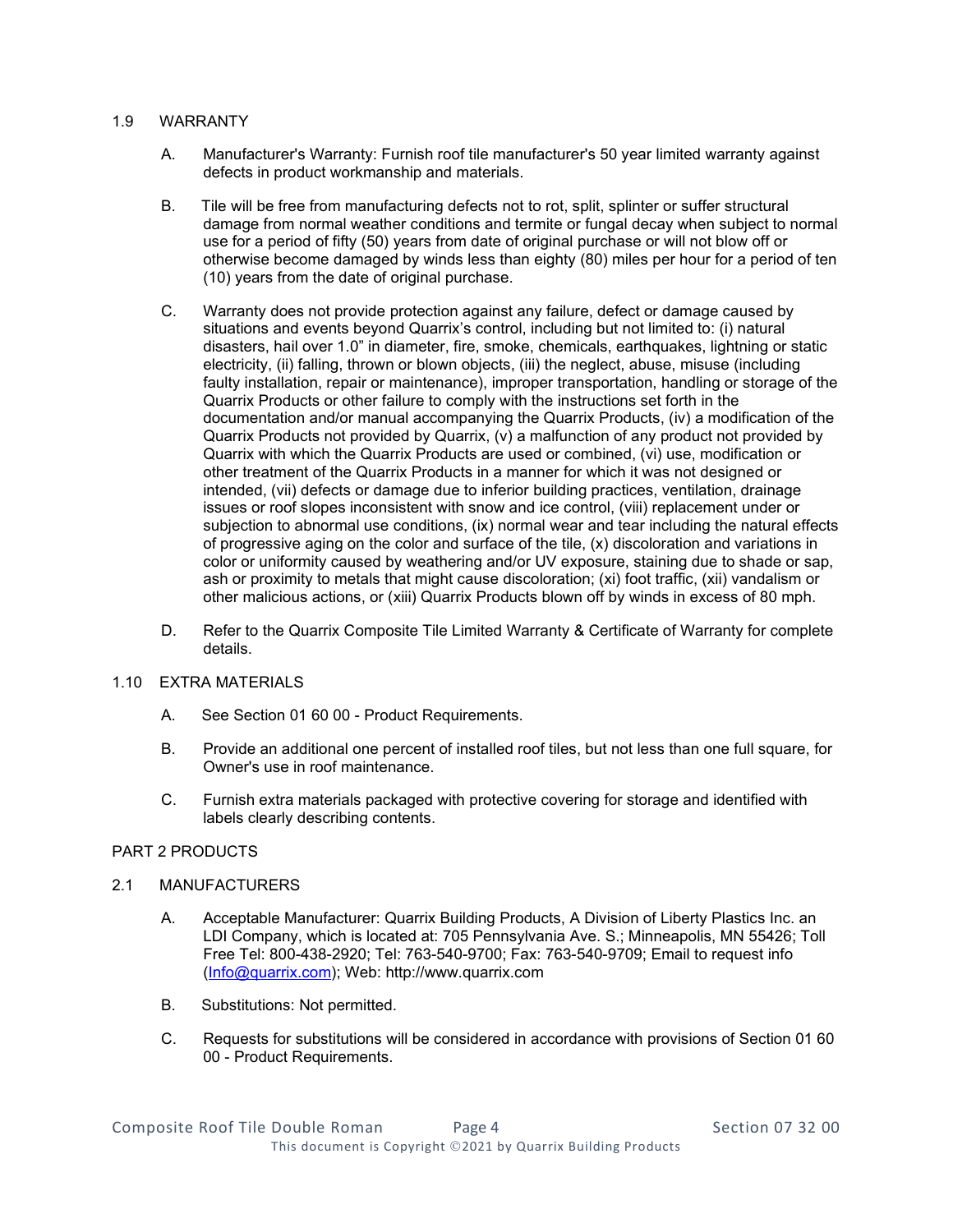## 1.9 WARRANTY

A. Manufacturer's Warranty: Furnish roof tile manufacturer's 50 year limited warranty against defects in product workmanship and materials.

B. Tile will be free from manufacturing defects not to rot, split, splinter or suffer structural damage from normal weather conditions and termite or fungal decay when subject to normal use for a period of fifty (50) years from date of original purchase or will not blow off or otherwise become damaged by winds less than eighty (80) miles per hour for a period of ten (10) years from the date of original purchase.

C. Warranty does not provide protection against any failure, defect or damage caused by situations and events beyond Quarrix's control, including but not limited to: (i) natural disasters, hail over 1.0" in diameter, fire, smoke, chemicals, earthquakes, lightning or static electricity, (ii) falling, thrown or blown objects, (iii) the neglect, abuse, misuse (including faulty installation, repair or maintenance), improper transportation, handling or storage of the Quarrix Products or other failure to comply with the instructions set forth in the documentation and/or manual accompanying the Quarrix Products, (iv) a modification of the Quarrix Products not provided by Quarrix, (v) a malfunction of any product not provided by Quarrix with which the Quarrix Products are used or combined, (vi) use, modification or other treatment of the Quarrix Products in a manner for which it was not designed or intended, (vii) defects or damage due to inferior building practices, ventilation, drainage issues or roof slopes inconsistent with snow and ice control, (viii) replacement under or subjection to abnormal use conditions, (ix) normal wear and tear including the natural effects of progressive aging on the color and surface of the tile, (x) discoloration and variations in color or uniformity caused by weathering and/or UV exposure, staining due to shade or sap, ash or proximity to metals that might cause discoloration; (xi) foot traffic, (xii) vandalism or other malicious actions, or (xiii) Quarrix Products blown off by winds in excess of 80 mph.

D. Refer to the Quarrix Composite Tile Limited Warranty & Certificate of Warranty for complete details.

## 1.10 EXTRA MATERIALS

A. See Section 01 60 00 - Product Requirements.

B. Provide an additional one percent of installed roof tiles, but not less than one full square, for Owner's use in roof maintenance.

C. Furnish extra materials packaged with protective covering for storage and identified with labels clearly describing contents.

# PART 2 PRODUCTS

## 2.1 MANUFACTURERS

A. Acceptable Manufacturer: Quarrix Building Products, A Division of Liberty Plastics Inc. an LDI Company, which is located at: 705 Pennsylvania Ave. S.; Minneapolis, MN 55426; Toll Free Tel: 800-438-2920; Tel: 763-540-9700; Fax: 763-540-9709; Email to request info (Info@quarrix.com); Web: http://www.quarrix.com

B. Substitutions: Not permitted.

C. Requests for substitutions will be considered in accordance with provisions of Section 01 60 00 - Product Requirements.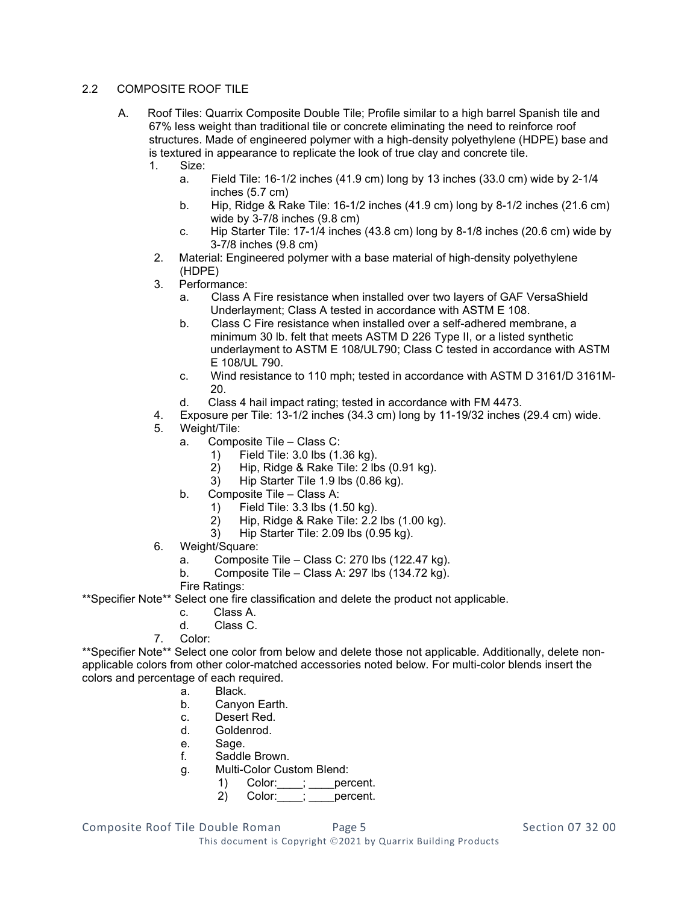## 2.2 COMPOSITE ROOF TILE

A. Roof Tiles: Quarrix Composite Double Tile; Profile similar to a high barrel Spanish tile and 67% less weight than traditional tile or concrete eliminating the need to reinforce roof structures. Made of engineered polymer with a high-density polyethylene (HDPE) base and is textured in appearance to replicate the look of true clay and concrete tile.

1. Size:
   a. Field Tile: 16-1/2 inches (41.9 cm) long by 13 inches (33.0 cm) wide by 2-1/4 inches (5.7 cm)
   b. Hip, Ridge & Rake Tile: 16-1/2 inches (41.9 cm) long by 8-1/2 inches (21.6 cm) wide by 3-7/8 inches (9.8 cm)
   c. Hip Starter Tile: 17-1/4 inches (43.8 cm) long by 8-1/8 inches (20.6 cm) wide by 3-7/8 inches (9.8 cm)
2. Material: Engineered polymer with a base material of high-density polyethylene (HDPE)
3. Performance:
   a. Class A Fire resistance when installed over two layers of GAF VersaShield Underlayment; Class A tested in accordance with ASTM E 108.
   b. Class C Fire resistance when installed over a self-adhered membrane, a minimum 30 lb. felt that meets ASTM D 226 Type II, or a listed synthetic underlayment to ASTM E 108/UL790; Class C tested in accordance with ASTM E 108/UL 790.
   c. Wind resistance to 110 mph; tested in accordance with ASTM D 3161/D 3161M-20.
   d. Class 4 hail impact rating; tested in accordance with FM 4473.
4. Exposure per Tile: 13-1/2 inches (34.3 cm) long by 11-19/32 inches (29.4 cm) wide.
5. Weight/Tile:
   a. Composite Tile – Class C:
      1) Field Tile: 3.0 lbs (1.36 kg).
      2) Hip, Ridge & Rake Tile: 2 lbs (0.91 kg).
      3) Hip Starter Tile 1.9 lbs (0.86 kg).
   b. Composite Tile – Class A:
      1) Field Tile: 3.3 lbs (1.50 kg).
      2) Hip, Ridge & Rake Tile: 2.2 lbs (1.00 kg).
      3) Hip Starter Tile: 2.09 lbs (0.95 kg).
6. Weight/Square:
   a. Composite Tile – Class C: 270 lbs (122.47 kg).
   b. Composite Tile – Class A: 297 lbs (134.72 kg).

   Fire Ratings:

**Specifier Note** Select one fire classification and delete the product not applicable.

   c. Class A.
   d. Class C.

7. Color:

**Specifier Note** Select one color from below and delete those not applicable. Additionally, delete non-applicable colors from other color-matched accessories noted below. For multi-color blends insert the colors and percentage of each required.

   a. Black.
   b. Canyon Earth.
   c. Desert Red.
   d. Goldenrod.
   e. Sage.
   f. Saddle Brown.
   g. Multi-Color Custom Blend:
      1) Color:____; ____percent.
      2) Color:____; ____percent.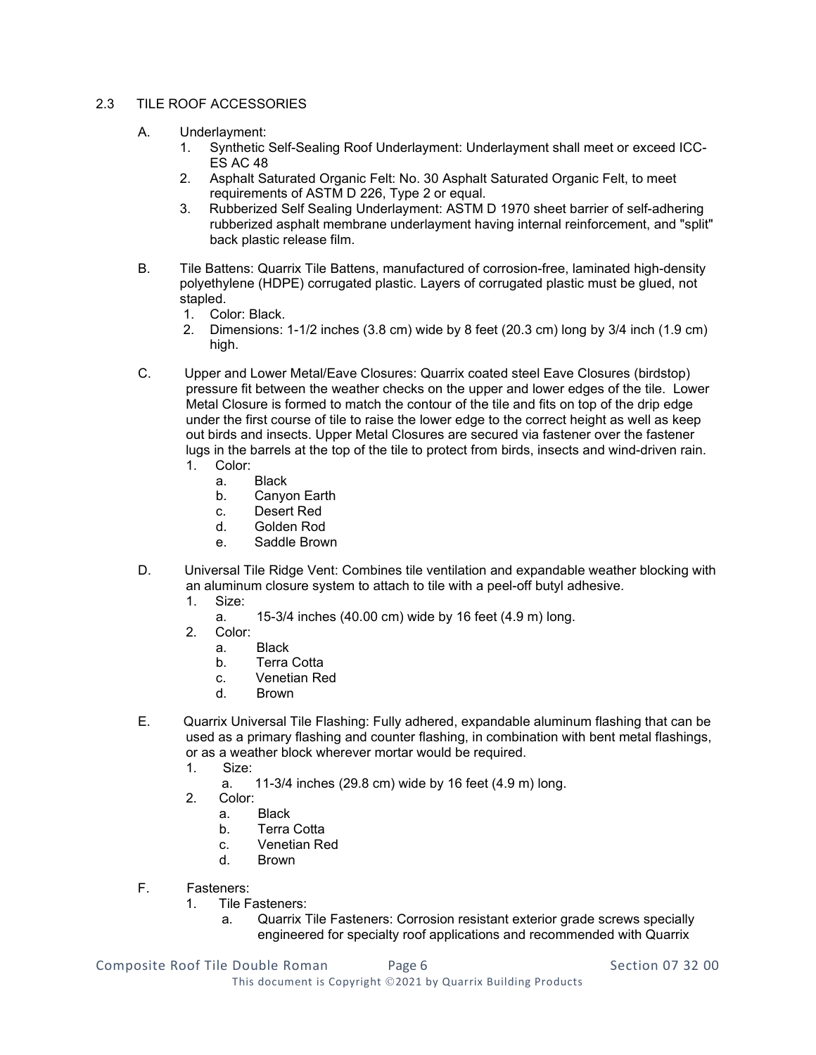## 2.3 TILE ROOF ACCESSORIES

A. Underlayment:
   1. Synthetic Self-Sealing Roof Underlayment: Underlayment shall meet or exceed ICC-ES AC 48
   2. Asphalt Saturated Organic Felt: No. 30 Asphalt Saturated Organic Felt, to meet requirements of ASTM D 226, Type 2 or equal.
   3. Rubberized Self Sealing Underlayment: ASTM D 1970 sheet barrier of self-adhering rubberized asphalt membrane underlayment having internal reinforcement, and "split" back plastic release film.

B. Tile Battens: Quarrix Tile Battens, manufactured of corrosion-free, laminated high-density polyethylene (HDPE) corrugated plastic. Layers of corrugated plastic must be glued, not stapled.
   1. Color: Black.
   2. Dimensions: 1-1/2 inches (3.8 cm) wide by 8 feet (20.3 cm) long by 3/4 inch (1.9 cm) high.

C. Upper and Lower Metal/Eave Closures: Quarrix coated steel Eave Closures (birdstop) pressure fit between the weather checks on the upper and lower edges of the tile. Lower Metal Closure is formed to match the contour of the tile and fits on top of the drip edge under the first course of tile to raise the lower edge to the correct height as well as keep out birds and insects. Upper Metal Closures are secured via fastener over the fastener lugs in the barrels at the top of the tile to protect from birds, insects and wind-driven rain.
   1. Color:
      a. Black
      b. Canyon Earth
      c. Desert Red
      d. Golden Rod
      e. Saddle Brown

D. Universal Tile Ridge Vent: Combines tile ventilation and expandable weather blocking with an aluminum closure system to attach to tile with a peel-off butyl adhesive.
   1. Size:
      a. 15-3/4 inches (40.00 cm) wide by 16 feet (4.9 m) long.
   2. Color:
      a. Black
      b. Terra Cotta
      c. Venetian Red
      d. Brown

E. Quarrix Universal Tile Flashing: Fully adhered, expandable aluminum flashing that can be used as a primary flashing and counter flashing, in combination with bent metal flashings, or as a weather block wherever mortar would be required.
   1. Size:
      a. 11-3/4 inches (29.8 cm) wide by 16 feet (4.9 m) long.
   2. Color:
      a. Black
      b. Terra Cotta
      c. Venetian Red
      d. Brown

F. Fasteners:
   1. Tile Fasteners:
      a. Quarrix Tile Fasteners: Corrosion resistant exterior grade screws specially engineered for specialty roof applications and recommended with Quarrix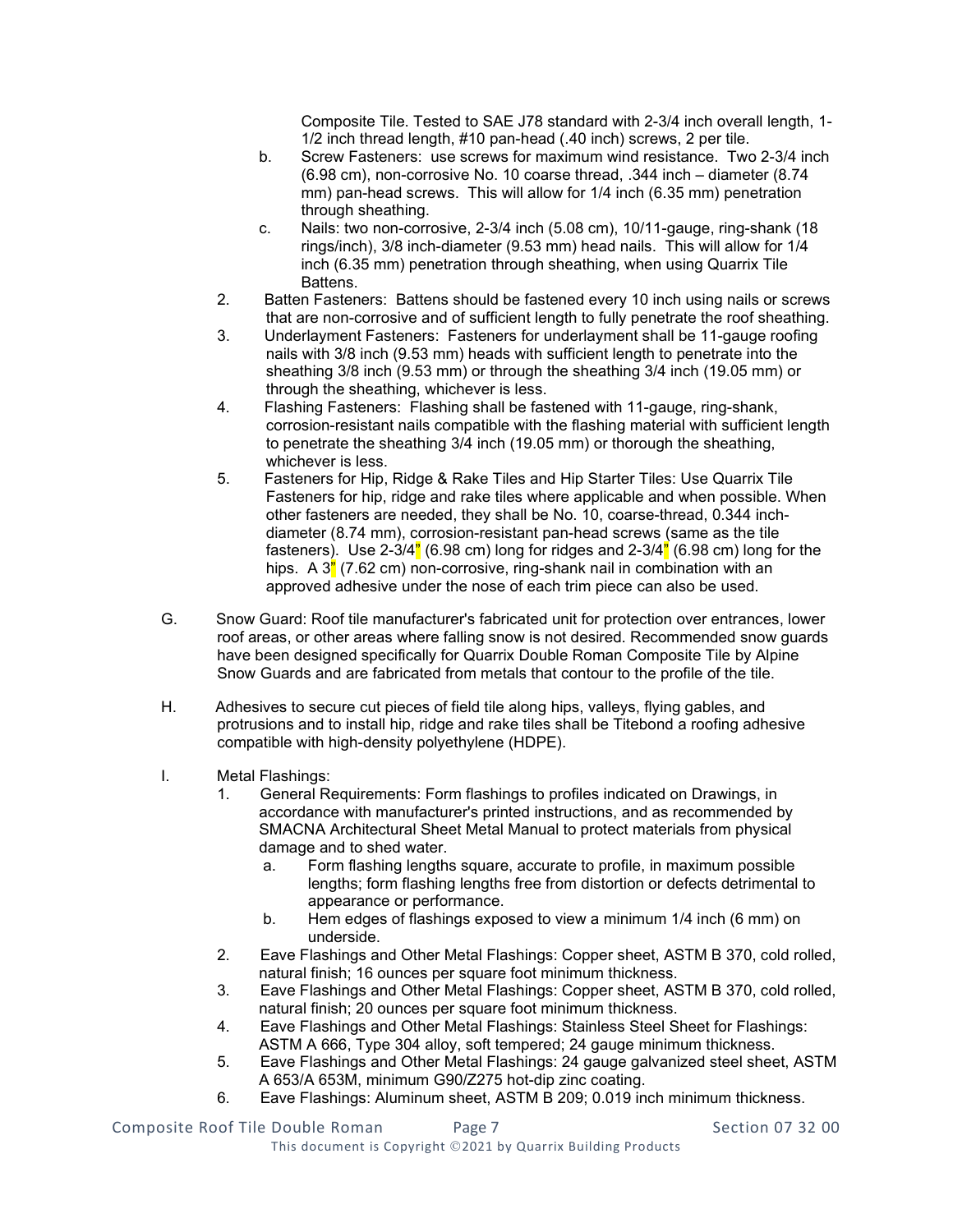Composite Tile. Tested to SAE J78 standard with 2-3/4 inch overall length, 1-1/2 inch thread length, #10 pan-head (.40 inch) screws, 2 per tile.

b. Screw Fasteners: use screws for maximum wind resistance. Two 2-3/4 inch (6.98 cm), non-corrosive No. 10 coarse thread, .344 inch – diameter (8.74 mm) pan-head screws. This will allow for 1/4 inch (6.35 mm) penetration through sheathing.

c. Nails: two non-corrosive, 2-3/4 inch (5.08 cm), 10/11-gauge, ring-shank (18 rings/inch), 3/8 inch-diameter (9.53 mm) head nails. This will allow for 1/4 inch (6.35 mm) penetration through sheathing, when using Quarrix Tile Battens.

2. Batten Fasteners: Battens should be fastened every 10 inch using nails or screws that are non-corrosive and of sufficient length to fully penetrate the roof sheathing.

3. Underlayment Fasteners: Fasteners for underlayment shall be 11-gauge roofing nails with 3/8 inch (9.53 mm) heads with sufficient length to penetrate into the sheathing 3/8 inch (9.53 mm) or through the sheathing 3/4 inch (19.05 mm) or through the sheathing, whichever is less.

4. Flashing Fasteners: Flashing shall be fastened with 11-gauge, ring-shank, corrosion-resistant nails compatible with the flashing material with sufficient length to penetrate the sheathing 3/4 inch (19.05 mm) or thorough the sheathing, whichever is less.

5. Fasteners for Hip, Ridge & Rake Tiles and Hip Starter Tiles: Use Quarrix Tile Fasteners for hip, ridge and rake tiles where applicable and when possible. When other fasteners are needed, they shall be No. 10, coarse-thread, 0.344 inch-diameter (8.74 mm), corrosion-resistant pan-head screws (same as the tile fasteners). Use 2-3/4" (6.98 cm) long for ridges and 2-3/4" (6.98 cm) long for the hips. A 3" (7.62 cm) non-corrosive, ring-shank nail in combination with an approved adhesive under the nose of each trim piece can also be used.

G. Snow Guard: Roof tile manufacturer's fabricated unit for protection over entrances, lower roof areas, or other areas where falling snow is not desired. Recommended snow guards have been designed specifically for Quarrix Double Roman Composite Tile by Alpine Snow Guards and are fabricated from metals that contour to the profile of the tile.

H. Adhesives to secure cut pieces of field tile along hips, valleys, flying gables, and protrusions and to install hip, ridge and rake tiles shall be Titebond a roofing adhesive compatible with high-density polyethylene (HDPE).

I. Metal Flashings:

1. General Requirements: Form flashings to profiles indicated on Drawings, in accordance with manufacturer's printed instructions, and as recommended by SMACNA Architectural Sheet Metal Manual to protect materials from physical damage and to shed water.
   a. Form flashing lengths square, accurate to profile, in maximum possible lengths; form flashing lengths free from distortion or defects detrimental to appearance or performance.
   b. Hem edges of flashings exposed to view a minimum 1/4 inch (6 mm) on underside.
2. Eave Flashings and Other Metal Flashings: Copper sheet, ASTM B 370, cold rolled, natural finish; 16 ounces per square foot minimum thickness.
3. Eave Flashings and Other Metal Flashings: Copper sheet, ASTM B 370, cold rolled, natural finish; 20 ounces per square foot minimum thickness.
4. Eave Flashings and Other Metal Flashings: Stainless Steel Sheet for Flashings: ASTM A 666, Type 304 alloy, soft tempered; 24 gauge minimum thickness.
5. Eave Flashings and Other Metal Flashings: 24 gauge galvanized steel sheet, ASTM A 653/A 653M, minimum G90/Z275 hot-dip zinc coating.
6. Eave Flashings: Aluminum sheet, ASTM B 209; 0.019 inch minimum thickness.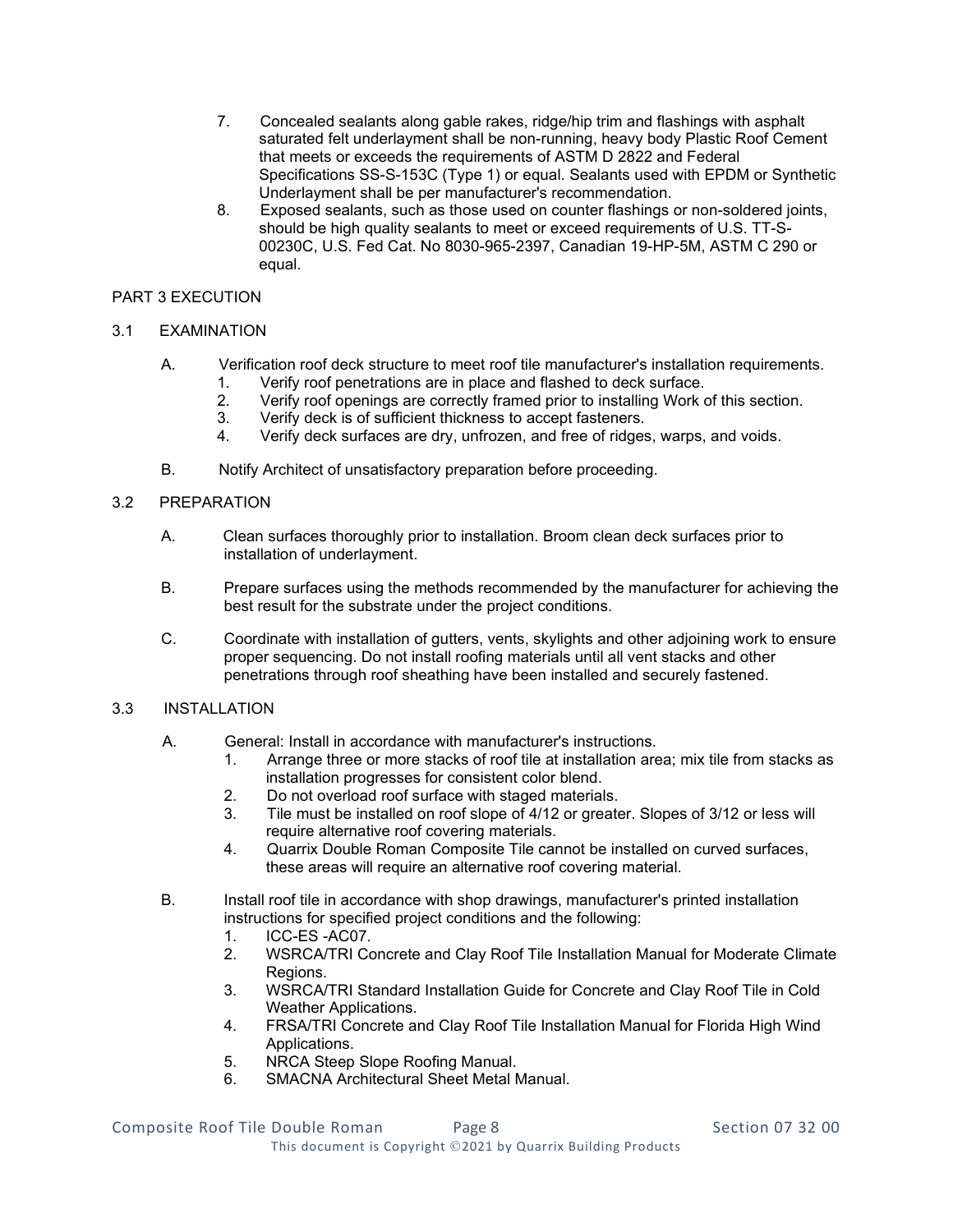7. Concealed sealants along gable rakes, ridge/hip trim and flashings with asphalt saturated felt underlayment shall be non-running, heavy body Plastic Roof Cement that meets or exceeds the requirements of ASTM D 2822 and Federal Specifications SS-S-153C (Type 1) or equal. Sealants used with EPDM or Synthetic Underlayment shall be per manufacturer's recommendation.
8. Exposed sealants, such as those used on counter flashings or non-soldered joints, should be high quality sealants to meet or exceed requirements of U.S. TT-S-00230C, U.S. Fed Cat. No 8030-965-2397, Canadian 19-HP-5M, ASTM C 290 or equal.

## PART 3 EXECUTION

### 3.1 EXAMINATION

A. Verification roof deck structure to meet roof tile manufacturer's installation requirements.
   1. Verify roof penetrations are in place and flashed to deck surface.
   2. Verify roof openings are correctly framed prior to installing Work of this section.
   3. Verify deck is of sufficient thickness to accept fasteners.
   4. Verify deck surfaces are dry, unfrozen, and free of ridges, warps, and voids.

B. Notify Architect of unsatisfactory preparation before proceeding.

### 3.2 PREPARATION

A. Clean surfaces thoroughly prior to installation. Broom clean deck surfaces prior to installation of underlayment.

B. Prepare surfaces using the methods recommended by the manufacturer for achieving the best result for the substrate under the project conditions.

C. Coordinate with installation of gutters, vents, skylights and other adjoining work to ensure proper sequencing. Do not install roofing materials until all vent stacks and other penetrations through roof sheathing have been installed and securely fastened.

### 3.3 INSTALLATION

A. General: Install in accordance with manufacturer's instructions.
   1. Arrange three or more stacks of roof tile at installation area; mix tile from stacks as installation progresses for consistent color blend.
   2. Do not overload roof surface with staged materials.
   3. Tile must be installed on roof slope of 4/12 or greater. Slopes of 3/12 or less will require alternative roof covering materials.
   4. Quarrix Double Roman Composite Tile cannot be installed on curved surfaces, these areas will require an alternative roof covering material.

B. Install roof tile in accordance with shop drawings, manufacturer's printed installation instructions for specified project conditions and the following:
   1. ICC-ES -AC07.
   2. WSRCA/TRI Concrete and Clay Roof Tile Installation Manual for Moderate Climate Regions.
   3. WSRCA/TRI Standard Installation Guide for Concrete and Clay Roof Tile in Cold Weather Applications.
   4. FRSA/TRI Concrete and Clay Roof Tile Installation Manual for Florida High Wind Applications.
   5. NRCA Steep Slope Roofing Manual.
   6. SMACNA Architectural Sheet Metal Manual.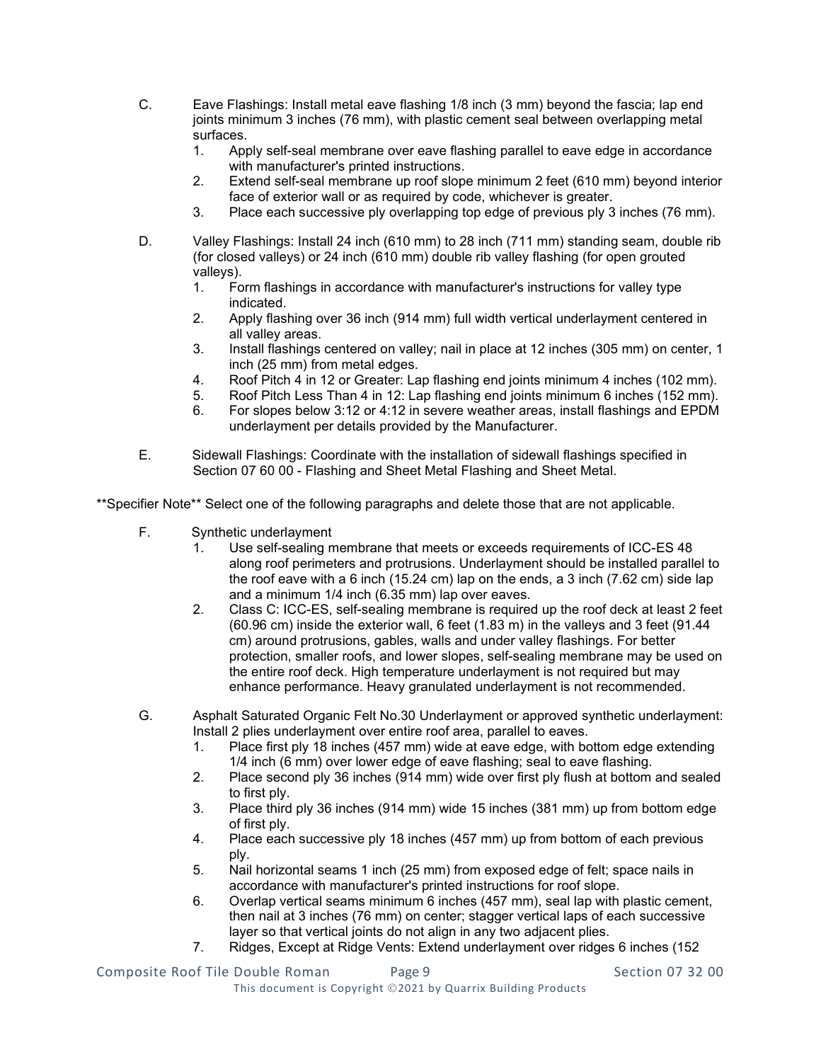C. Eave Flashings: Install metal eave flashing 1/8 inch (3 mm) beyond the fascia; lap end joints minimum 3 inches (76 mm), with plastic cement seal between overlapping metal surfaces.
   1. Apply self-seal membrane over eave flashing parallel to eave edge in accordance with manufacturer's printed instructions.
   2. Extend self-seal membrane up roof slope minimum 2 feet (610 mm) beyond interior face of exterior wall or as required by code, whichever is greater.
   3. Place each successive ply overlapping top edge of previous ply 3 inches (76 mm).

D. Valley Flashings: Install 24 inch (610 mm) to 28 inch (711 mm) standing seam, double rib (for closed valleys) or 24 inch (610 mm) double rib valley flashing (for open grouted valleys).
   1. Form flashings in accordance with manufacturer's instructions for valley type indicated.
   2. Apply flashing over 36 inch (914 mm) full width vertical underlayment centered in all valley areas.
   3. Install flashings centered on valley; nail in place at 12 inches (305 mm) on center, 1 inch (25 mm) from metal edges.
   4. Roof Pitch 4 in 12 or Greater: Lap flashing end joints minimum 4 inches (102 mm).
   5. Roof Pitch Less Than 4 in 12: Lap flashing end joints minimum 6 inches (152 mm).
   6. For slopes below 3:12 or 4:12 in severe weather areas, install flashings and EPDM underlayment per details provided by the Manufacturer.

E. Sidewall Flashings: Coordinate with the installation of sidewall flashings specified in Section 07 60 00 - Flashing and Sheet Metal Flashing and Sheet Metal.

**Specifier Note** Select one of the following paragraphs and delete those that are not applicable.

F. Synthetic underlayment
   1. Use self-sealing membrane that meets or exceeds requirements of ICC-ES 48 along roof perimeters and protrusions. Underlayment should be installed parallel to the roof eave with a 6 inch (15.24 cm) lap on the ends, a 3 inch (7.62 cm) side lap and a minimum 1/4 inch (6.35 mm) lap over eaves.
   2. Class C: ICC-ES, self-sealing membrane is required up the roof deck at least 2 feet (60.96 cm) inside the exterior wall, 6 feet (1.83 m) in the valleys and 3 feet (91.44 cm) around protrusions, gables, walls and under valley flashings. For better protection, smaller roofs, and lower slopes, self-sealing membrane may be used on the entire roof deck. High temperature underlayment is not required but may enhance performance. Heavy granulated underlayment is not recommended.

G. Asphalt Saturated Organic Felt No.30 Underlayment or approved synthetic underlayment: Install 2 plies underlayment over entire roof area, parallel to eaves.
   1. Place first ply 18 inches (457 mm) wide at eave edge, with bottom edge extending 1/4 inch (6 mm) over lower edge of eave flashing; seal to eave flashing.
   2. Place second ply 36 inches (914 mm) wide over first ply flush at bottom and sealed to first ply.
   3. Place third ply 36 inches (914 mm) wide 15 inches (381 mm) up from bottom edge of first ply.
   4. Place each successive ply 18 inches (457 mm) up from bottom of each previous ply.
   5. Nail horizontal seams 1 inch (25 mm) from exposed edge of felt; space nails in accordance with manufacturer's printed instructions for roof slope.
   6. Overlap vertical seams minimum 6 inches (457 mm), seal lap with plastic cement, then nail at 3 inches (76 mm) on center; stagger vertical laps of each successive layer so that vertical joints do not align in any two adjacent plies.
   7. Ridges, Except at Ridge Vents: Extend underlayment over ridges 6 inches (152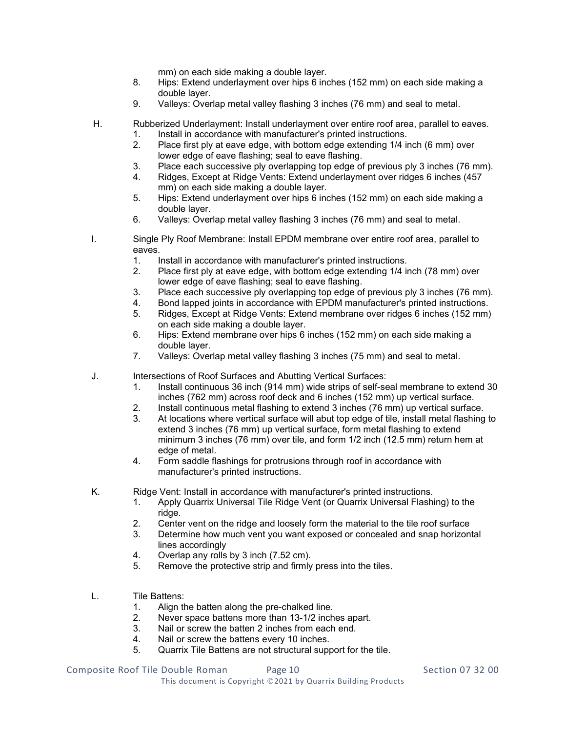mm) on each side making a double layer.

8. Hips: Extend underlayment over hips 6 inches (152 mm) on each side making a double layer.
9. Valleys: Overlap metal valley flashing 3 inches (76 mm) and seal to metal.

H. Rubberized Underlayment: Install underlayment over entire roof area, parallel to eaves.
   1. Install in accordance with manufacturer's printed instructions.
   2. Place first ply at eave edge, with bottom edge extending 1/4 inch (6 mm) over lower edge of eave flashing; seal to eave flashing.
   3. Place each successive ply overlapping top edge of previous ply 3 inches (76 mm).
   4. Ridges, Except at Ridge Vents: Extend underlayment over ridges 6 inches (457 mm) on each side making a double layer.
   5. Hips: Extend underlayment over hips 6 inches (152 mm) on each side making a double layer.
   6. Valleys: Overlap metal valley flashing 3 inches (76 mm) and seal to metal.

I. Single Ply Roof Membrane: Install EPDM membrane over entire roof area, parallel to eaves.
   1. Install in accordance with manufacturer's printed instructions.
   2. Place first ply at eave edge, with bottom edge extending 1/4 inch (78 mm) over lower edge of eave flashing; seal to eave flashing.
   3. Place each successive ply overlapping top edge of previous ply 3 inches (76 mm).
   4. Bond lapped joints in accordance with EPDM manufacturer's printed instructions.
   5. Ridges, Except at Ridge Vents: Extend membrane over ridges 6 inches (152 mm) on each side making a double layer.
   6. Hips: Extend membrane over hips 6 inches (152 mm) on each side making a double layer.
   7. Valleys: Overlap metal valley flashing 3 inches (75 mm) and seal to metal.

J. Intersections of Roof Surfaces and Abutting Vertical Surfaces:
   1. Install continuous 36 inch (914 mm) wide strips of self-seal membrane to extend 30 inches (762 mm) across roof deck and 6 inches (152 mm) up vertical surface.
   2. Install continuous metal flashing to extend 3 inches (76 mm) up vertical surface.
   3. At locations where vertical surface will abut top edge of tile, install metal flashing to extend 3 inches (76 mm) up vertical surface, form metal flashing to extend minimum 3 inches (76 mm) over tile, and form 1/2 inch (12.5 mm) return hem at edge of metal.
   4. Form saddle flashings for protrusions through roof in accordance with manufacturer's printed instructions.

K. Ridge Vent: Install in accordance with manufacturer's printed instructions.
   1. Apply Quarrix Universal Tile Ridge Vent (or Quarrix Universal Flashing) to the ridge.
   2. Center vent on the ridge and loosely form the material to the tile roof surface
   3. Determine how much vent you want exposed or concealed and snap horizontal lines accordingly
   4. Overlap any rolls by 3 inch (7.52 cm).
   5. Remove the protective strip and firmly press into the tiles.

L. Tile Battens:
   1. Align the batten along the pre-chalked line.
   2. Never space battens more than 13-1/2 inches apart.
   3. Nail or screw the batten 2 inches from each end.
   4. Nail or screw the battens every 10 inches.
   5. Quarrix Tile Battens are not structural support for the tile.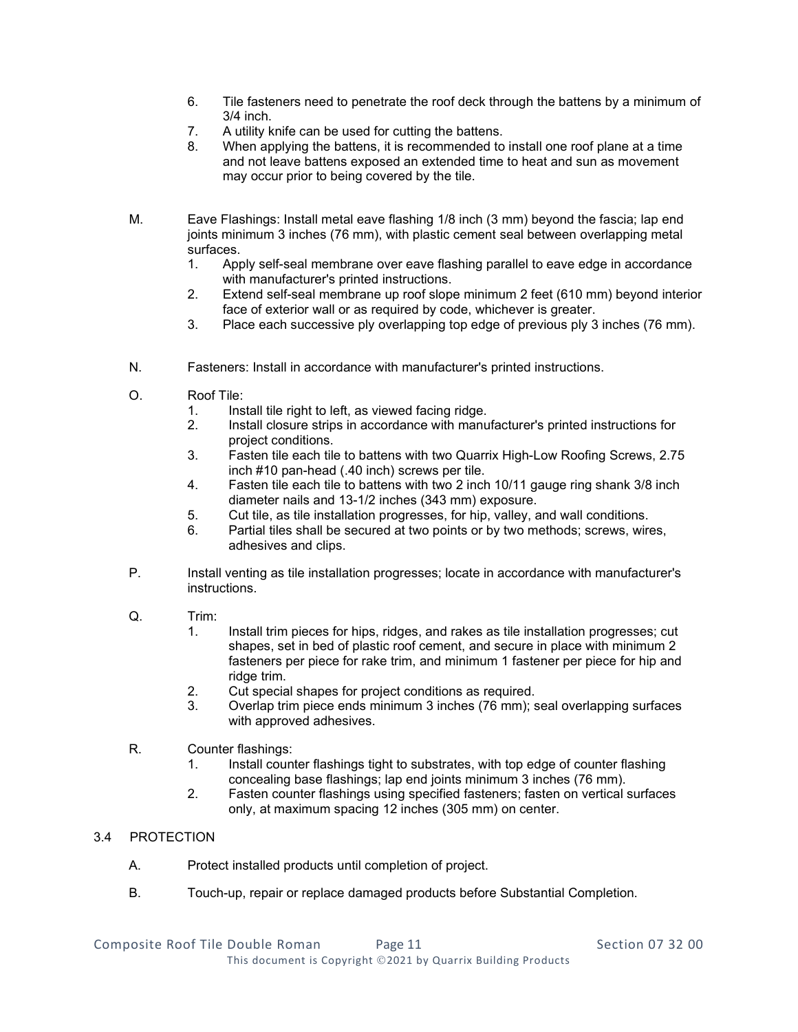6. Tile fasteners need to penetrate the roof deck through the battens by a minimum of 3/4 inch.
7. A utility knife can be used for cutting the battens.
8. When applying the battens, it is recommended to install one roof plane at a time and not leave battens exposed an extended time to heat and sun as movement may occur prior to being covered by the tile.

M. Eave Flashings: Install metal eave flashing 1/8 inch (3 mm) beyond the fascia; lap end joints minimum 3 inches (76 mm), with plastic cement seal between overlapping metal surfaces.
   1. Apply self-seal membrane over eave flashing parallel to eave edge in accordance with manufacturer's printed instructions.
   2. Extend self-seal membrane up roof slope minimum 2 feet (610 mm) beyond interior face of exterior wall or as required by code, whichever is greater.
   3. Place each successive ply overlapping top edge of previous ply 3 inches (76 mm).

N. Fasteners: Install in accordance with manufacturer's printed instructions.

O. Roof Tile:
   1. Install tile right to left, as viewed facing ridge.
   2. Install closure strips in accordance with manufacturer's printed instructions for project conditions.
   3. Fasten tile each tile to battens with two Quarrix High-Low Roofing Screws, 2.75 inch #10 pan-head (.40 inch) screws per tile.
   4. Fasten tile each tile to battens with two 2 inch 10/11 gauge ring shank 3/8 inch diameter nails and 13-1/2 inches (343 mm) exposure.
   5. Cut tile, as tile installation progresses, for hip, valley, and wall conditions.
   6. Partial tiles shall be secured at two points or by two methods; screws, wires, adhesives and clips.

P. Install venting as tile installation progresses; locate in accordance with manufacturer's instructions.

Q. Trim:
   1. Install trim pieces for hips, ridges, and rakes as tile installation progresses; cut shapes, set in bed of plastic roof cement, and secure in place with minimum 2 fasteners per piece for rake trim, and minimum 1 fastener per piece for hip and ridge trim.
   2. Cut special shapes for project conditions as required.
   3. Overlap trim piece ends minimum 3 inches (76 mm); seal overlapping surfaces with approved adhesives.

R. Counter flashings:
   1. Install counter flashings tight to substrates, with top edge of counter flashing concealing base flashings; lap end joints minimum 3 inches (76 mm).
   2. Fasten counter flashings using specified fasteners; fasten on vertical surfaces only, at maximum spacing 12 inches (305 mm) on center.

## 3.4 PROTECTION

A. Protect installed products until completion of project.

B. Touch-up, repair or replace damaged products before Substantial Completion.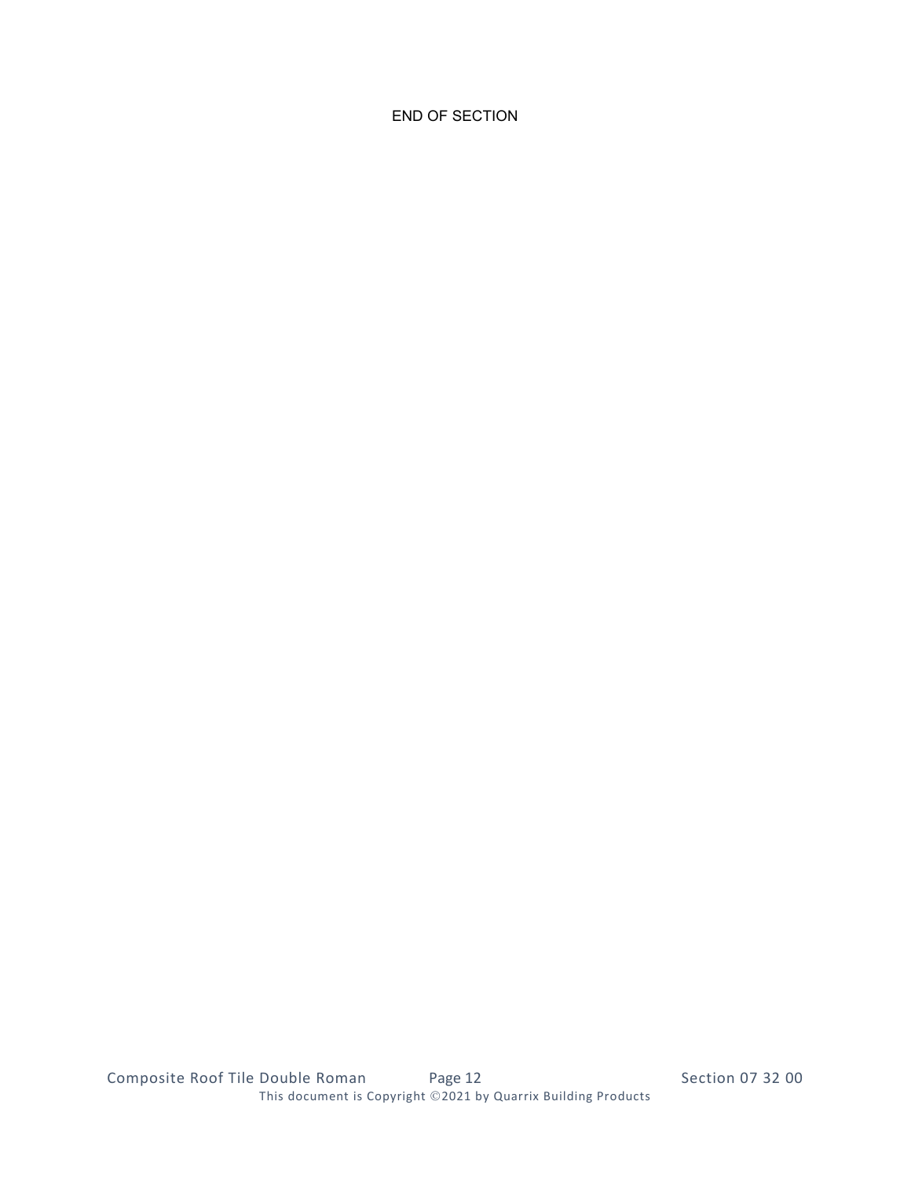END OF SECTION